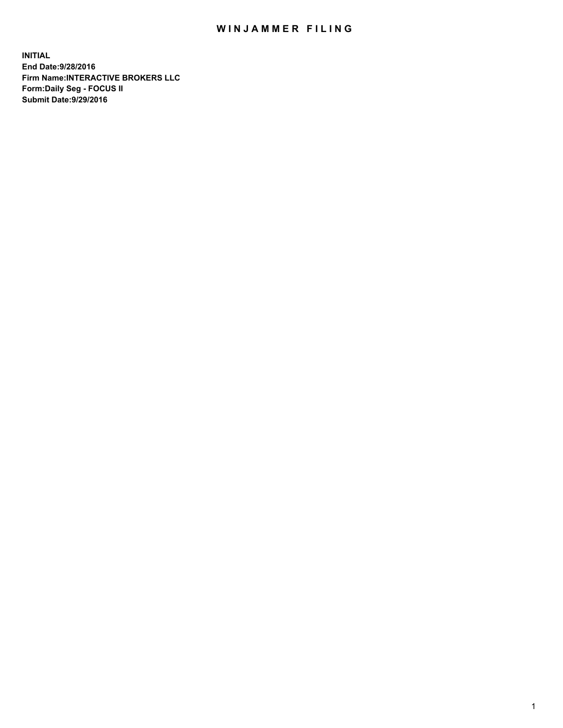# WINJAMMER FILING

**INITIAL**
**End Date:9/28/2016**
**Firm Name:INTERACTIVE BROKERS LLC**
**Form:Daily Seg - FOCUS II**
**Submit Date:9/29/2016**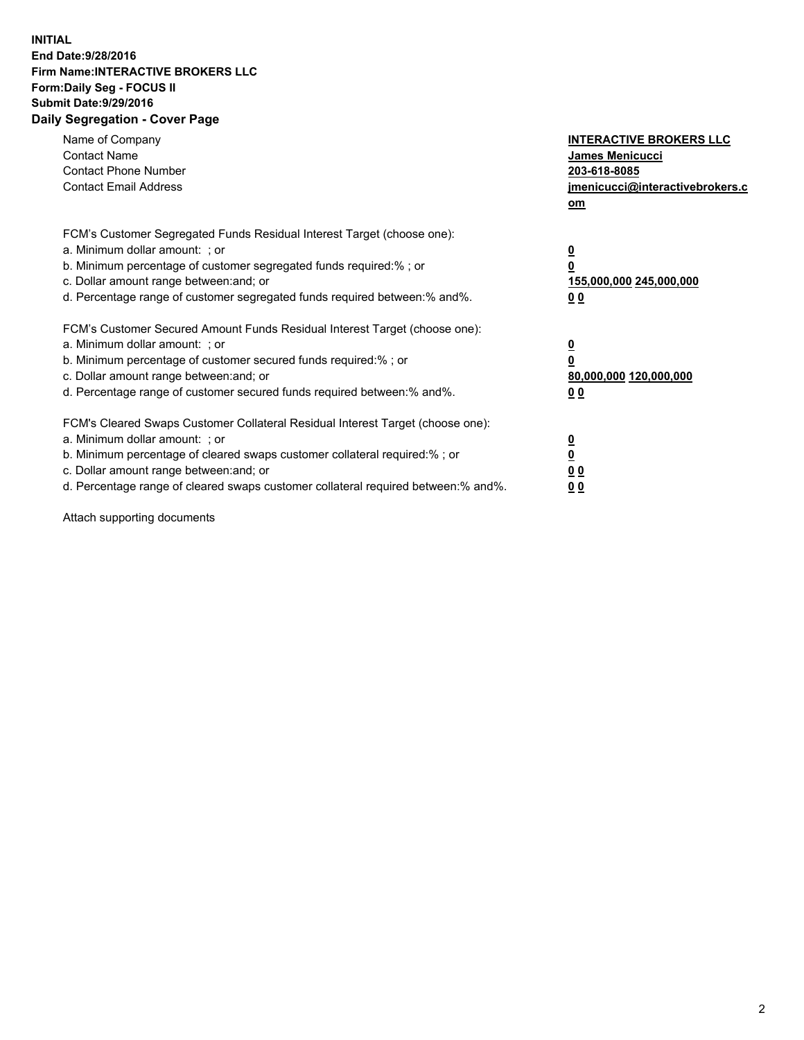**INITIAL**
**End Date:9/28/2016**
**Firm Name:INTERACTIVE BROKERS LLC**
**Form:Daily Seg - FOCUS II**
**Submit Date:9/29/2016**
**Daily Segregation - Cover Page**

| | |
|---|---|
| Name of Company | **INTERACTIVE BROKERS LLC** |
| Contact Name | **James Menicucci** |
| Contact Phone Number | **203-618-8085** |
| Contact Email Address | **jmenicucci@interactivebrokers.com** |

FCM's Customer Segregated Funds Residual Interest Target (choose one):

| | |
|---|---|
| a. Minimum dollar amount: ; or | **0** |
| b. Minimum percentage of customer segregated funds required:% ; or | **0** |
| c. Dollar amount range between:and; or | **155,000,000 245,000,000** |
| d. Percentage range of customer segregated funds required between:% and%. | **0 0** |

FCM's Customer Secured Amount Funds Residual Interest Target (choose one):

| | |
|---|---|
| a. Minimum dollar amount: ; or | **0** |
| b. Minimum percentage of customer secured funds required:% ; or | **0** |
| c. Dollar amount range between:and; or | **80,000,000 120,000,000** |
| d. Percentage range of customer secured funds required between:% and%. | **0 0** |

FCM's Cleared Swaps Customer Collateral Residual Interest Target (choose one):

| | |
|---|---|
| a. Minimum dollar amount: ; or | **0** |
| b. Minimum percentage of cleared swaps customer collateral required:% ; or | **0** |
| c. Dollar amount range between:and; or | **0 0** |
| d. Percentage range of cleared swaps customer collateral required between:% and%. | **0 0** |

Attach supporting documents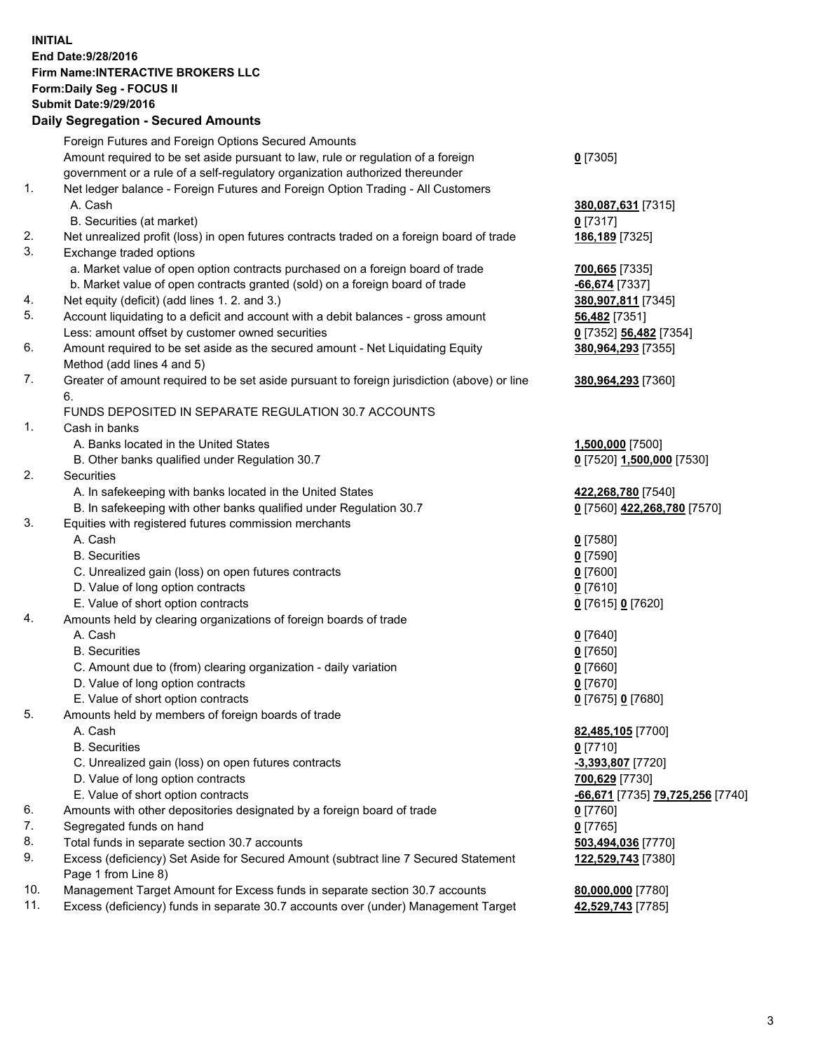**INITIAL**
**End Date:9/28/2016**
**Firm Name:INTERACTIVE BROKERS LLC**
**Form:Daily Seg - FOCUS II**
**Submit Date:9/29/2016**

## Daily Segregation - Secured Amounts

| | | |
|---|---|---|
| | Foreign Futures and Foreign Options Secured Amounts | |
| | Amount required to be set aside pursuant to law, rule or regulation of a foreign government or a rule of a self-regulatory organization authorized thereunder | **0** [7305] |
| 1. | Net ledger balance - Foreign Futures and Foreign Option Trading - All Customers | |
| | A. Cash | **380,087,631** [7315] |
| | B. Securities (at market) | **0** [7317] |
| 2. | Net unrealized profit (loss) in open futures contracts traded on a foreign board of trade | **186,189** [7325] |
| 3. | Exchange traded options | |
| | a. Market value of open option contracts purchased on a foreign board of trade | **700,665** [7335] |
| | b. Market value of open contracts granted (sold) on a foreign board of trade | **-66,674** [7337] |
| 4. | Net equity (deficit) (add lines 1. 2. and 3.) | **380,907,811** [7345] |
| 5. | Account liquidating to a deficit and account with a debit balances - gross amount | **56,482** [7351] |
| | Less: amount offset by customer owned securities | **0** [7352] **56,482** [7354] |
| 6. | Amount required to be set aside as the secured amount - Net Liquidating Equity Method (add lines 4 and 5) | **380,964,293** [7355] |
| 7. | Greater of amount required to be set aside pursuant to foreign jurisdiction (above) or line 6. | **380,964,293** [7360] |
| | FUNDS DEPOSITED IN SEPARATE REGULATION 30.7 ACCOUNTS | |
| 1. | Cash in banks | |
| | A. Banks located in the United States | **1,500,000** [7500] |
| | B. Other banks qualified under Regulation 30.7 | **0** [7520] **1,500,000** [7530] |
| 2. | Securities | |
| | A. In safekeeping with banks located in the United States | **422,268,780** [7540] |
| | B. In safekeeping with other banks qualified under Regulation 30.7 | **0** [7560] **422,268,780** [7570] |
| 3. | Equities with registered futures commission merchants | |
| | A. Cash | **0** [7580] |
| | B. Securities | **0** [7590] |
| | C. Unrealized gain (loss) on open futures contracts | **0** [7600] |
| | D. Value of long option contracts | **0** [7610] |
| | E. Value of short option contracts | **0** [7615] **0** [7620] |
| 4. | Amounts held by clearing organizations of foreign boards of trade | |
| | A. Cash | **0** [7640] |
| | B. Securities | **0** [7650] |
| | C. Amount due to (from) clearing organization - daily variation | **0** [7660] |
| | D. Value of long option contracts | **0** [7670] |
| | E. Value of short option contracts | **0** [7675] **0** [7680] |
| 5. | Amounts held by members of foreign boards of trade | |
| | A. Cash | **82,485,105** [7700] |
| | B. Securities | **0** [7710] |
| | C. Unrealized gain (loss) on open futures contracts | **-3,393,807** [7720] |
| | D. Value of long option contracts | **700,629** [7730] |
| | E. Value of short option contracts | **-66,671** [7735] **79,725,256** [7740] |
| 6. | Amounts with other depositories designated by a foreign board of trade | **0** [7760] |
| 7. | Segregated funds on hand | **0** [7765] |
| 8. | Total funds in separate section 30.7 accounts | **503,494,036** [7770] |
| 9. | Excess (deficiency) Set Aside for Secured Amount (subtract line 7 Secured Statement Page 1 from Line 8) | **122,529,743** [7380] |
| 10. | Management Target Amount for Excess funds in separate section 30.7 accounts | **80,000,000** [7780] |
| 11. | Excess (deficiency) funds in separate 30.7 accounts over (under) Management Target | **42,529,743** [7785] |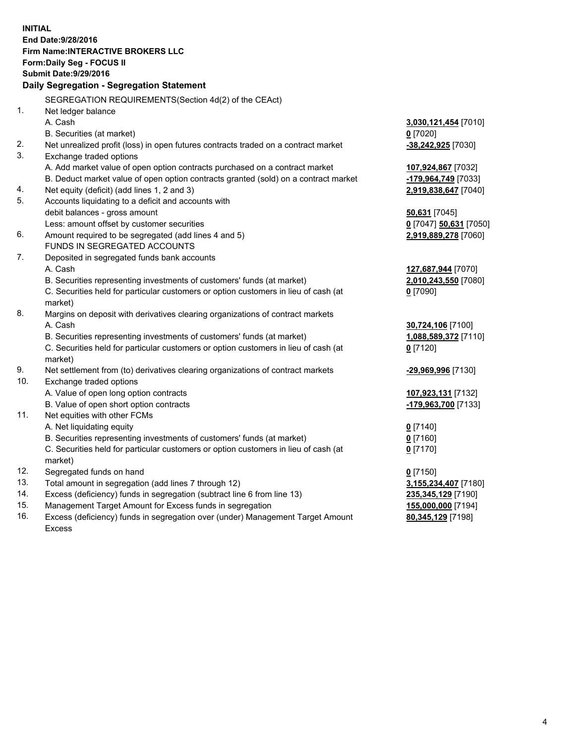**INITIAL**
**End Date:9/28/2016**
**Firm Name:INTERACTIVE BROKERS LLC**
**Form:Daily Seg - FOCUS II**
**Submit Date:9/29/2016**

**Daily Segregation - Segregation Statement**

SEGREGATION REQUIREMENTS(Section 4d(2) of the CEAct)

| | | |
|---|---|---|
| 1. | Net ledger balance | |
| | A. Cash | **3,030,121,454** [7010] |
| | B. Securities (at market) | **0** [7020] |
| 2. | Net unrealized profit (loss) in open futures contracts traded on a contract market | **-38,242,925** [7030] |
| 3. | Exchange traded options | |
| | A. Add market value of open option contracts purchased on a contract market | **107,924,867** [7032] |
| | B. Deduct market value of open option contracts granted (sold) on a contract market | **-179,964,749** [7033] |
| 4. | Net equity (deficit) (add lines 1, 2 and 3) | **2,919,838,647** [7040] |
| 5. | Accounts liquidating to a deficit and accounts with debit balances - gross amount | **50,631** [7045] |
| | Less: amount offset by customer securities | **0** [7047] **50,631** [7050] |
| 6. | Amount required to be segregated (add lines 4 and 5) | **2,919,889,278** [7060] |
| | FUNDS IN SEGREGATED ACCOUNTS | |
| 7. | Deposited in segregated funds bank accounts | |
| | A. Cash | **127,687,944** [7070] |
| | B. Securities representing investments of customers' funds (at market) | **2,010,243,550** [7080] |
| | C. Securities held for particular customers or option customers in lieu of cash (at market) | **0** [7090] |
| 8. | Margins on deposit with derivatives clearing organizations of contract markets | |
| | A. Cash | **30,724,106** [7100] |
| | B. Securities representing investments of customers' funds (at market) | **1,088,589,372** [7110] |
| | C. Securities held for particular customers or option customers in lieu of cash (at market) | **0** [7120] |
| 9. | Net settlement from (to) derivatives clearing organizations of contract markets | **-29,969,996** [7130] |
| 10. | Exchange traded options | |
| | A. Value of open long option contracts | **107,923,131** [7132] |
| | B. Value of open short option contracts | **-179,963,700** [7133] |
| 11. | Net equities with other FCMs | |
| | A. Net liquidating equity | **0** [7140] |
| | B. Securities representing investments of customers' funds (at market) | **0** [7160] |
| | C. Securities held for particular customers or option customers in lieu of cash (at market) | **0** [7170] |
| 12. | Segregated funds on hand | **0** [7150] |
| 13. | Total amount in segregation (add lines 7 through 12) | **3,155,234,407** [7180] |
| 14. | Excess (deficiency) funds in segregation (subtract line 6 from line 13) | **235,345,129** [7190] |
| 15. | Management Target Amount for Excess funds in segregation | **155,000,000** [7194] |
| 16. | Excess (deficiency) funds in segregation over (under) Management Target Amount Excess | **80,345,129** [7198] |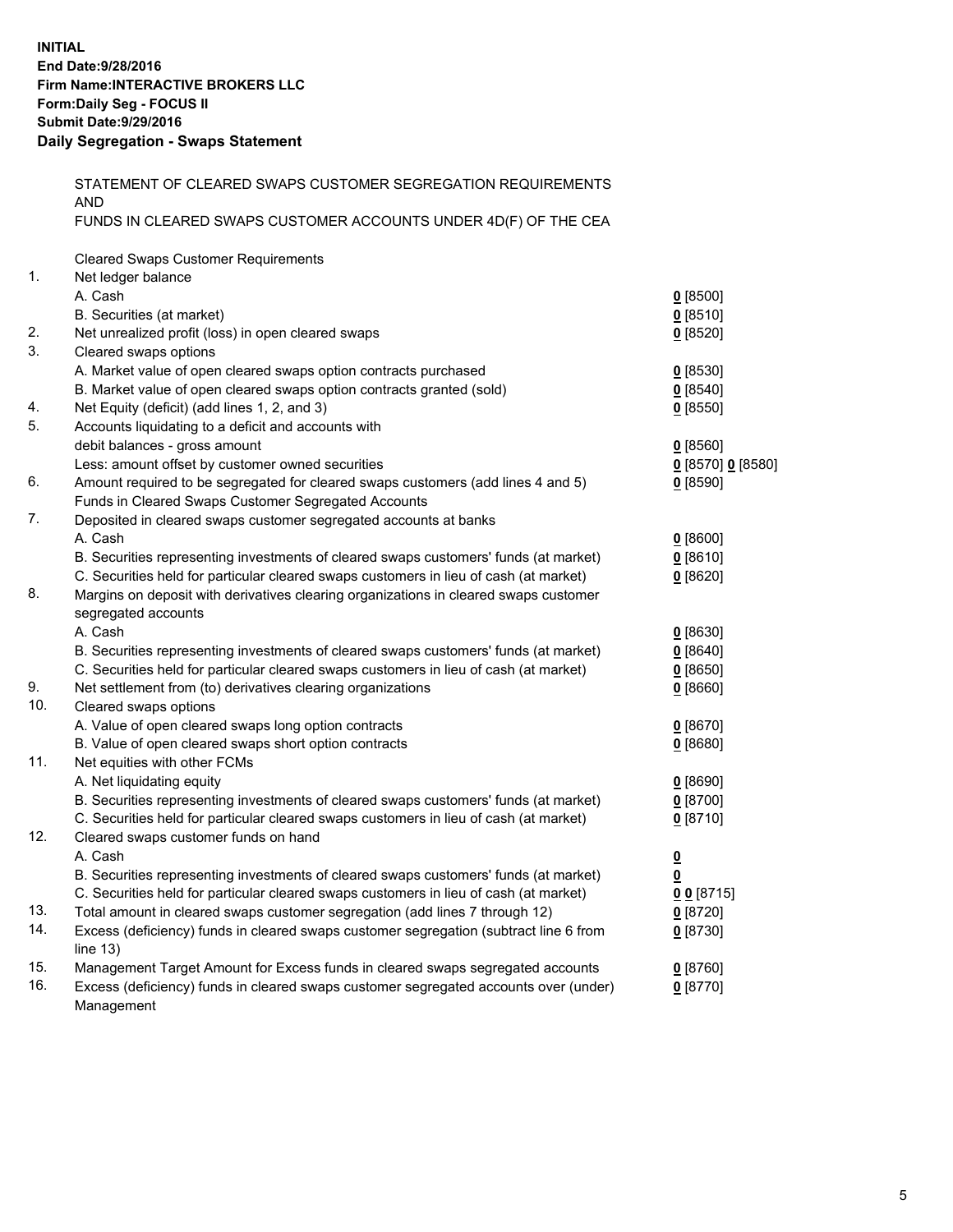**INITIAL**
**End Date:9/28/2016**
**Firm Name:INTERACTIVE BROKERS LLC**
**Form:Daily Seg - FOCUS II**
**Submit Date:9/29/2016**
**Daily Segregation - Swaps Statement**

STATEMENT OF CLEARED SWAPS CUSTOMER SEGREGATION REQUIREMENTS AND FUNDS IN CLEARED SWAPS CUSTOMER ACCOUNTS UNDER 4D(F) OF THE CEA

| | | |
|---|---|---|
| | Cleared Swaps Customer Requirements | |
| 1. | Net ledger balance | |
| | A. Cash | 0 [8500] |
| | B. Securities (at market) | 0 [8510] |
| 2. | Net unrealized profit (loss) in open cleared swaps | 0 [8520] |
| 3. | Cleared swaps options | |
| | A. Market value of open cleared swaps option contracts purchased | 0 [8530] |
| | B. Market value of open cleared swaps option contracts granted (sold) | 0 [8540] |
| 4. | Net Equity (deficit) (add lines 1, 2, and 3) | 0 [8550] |
| 5. | Accounts liquidating to a deficit and accounts with debit balances - gross amount | 0 [8560] |
| | Less: amount offset by customer owned securities | 0 [8570] 0 [8580] |
| 6. | Amount required to be segregated for cleared swaps customers (add lines 4 and 5) | 0 [8590] |
| | Funds in Cleared Swaps Customer Segregated Accounts | |
| 7. | Deposited in cleared swaps customer segregated accounts at banks | |
| | A. Cash | 0 [8600] |
| | B. Securities representing investments of cleared swaps customers' funds (at market) | 0 [8610] |
| | C. Securities held for particular cleared swaps customers in lieu of cash (at market) | 0 [8620] |
| 8. | Margins on deposit with derivatives clearing organizations in cleared swaps customer segregated accounts | |
| | A. Cash | 0 [8630] |
| | B. Securities representing investments of cleared swaps customers' funds (at market) | 0 [8640] |
| | C. Securities held for particular cleared swaps customers in lieu of cash (at market) | 0 [8650] |
| 9. | Net settlement from (to) derivatives clearing organizations | 0 [8660] |
| 10. | Cleared swaps options | |
| | A. Value of open cleared swaps long option contracts | 0 [8670] |
| | B. Value of open cleared swaps short option contracts | 0 [8680] |
| 11. | Net equities with other FCMs | |
| | A. Net liquidating equity | 0 [8690] |
| | B. Securities representing investments of cleared swaps customers' funds (at market) | 0 [8700] |
| | C. Securities held for particular cleared swaps customers in lieu of cash (at market) | 0 [8710] |
| 12. | Cleared swaps customer funds on hand | |
| | A. Cash | 0 |
| | B. Securities representing investments of cleared swaps customers' funds (at market) | 0 |
| | C. Securities held for particular cleared swaps customers in lieu of cash (at market) | 0 0 [8715] |
| 13. | Total amount in cleared swaps customer segregation (add lines 7 through 12) | 0 [8720] |
| 14. | Excess (deficiency) funds in cleared swaps customer segregation (subtract line 6 from line 13) | 0 [8730] |
| 15. | Management Target Amount for Excess funds in cleared swaps segregated accounts | 0 [8760] |
| 16. | Excess (deficiency) funds in cleared swaps customer segregated accounts over (under) Management | 0 [8770] |